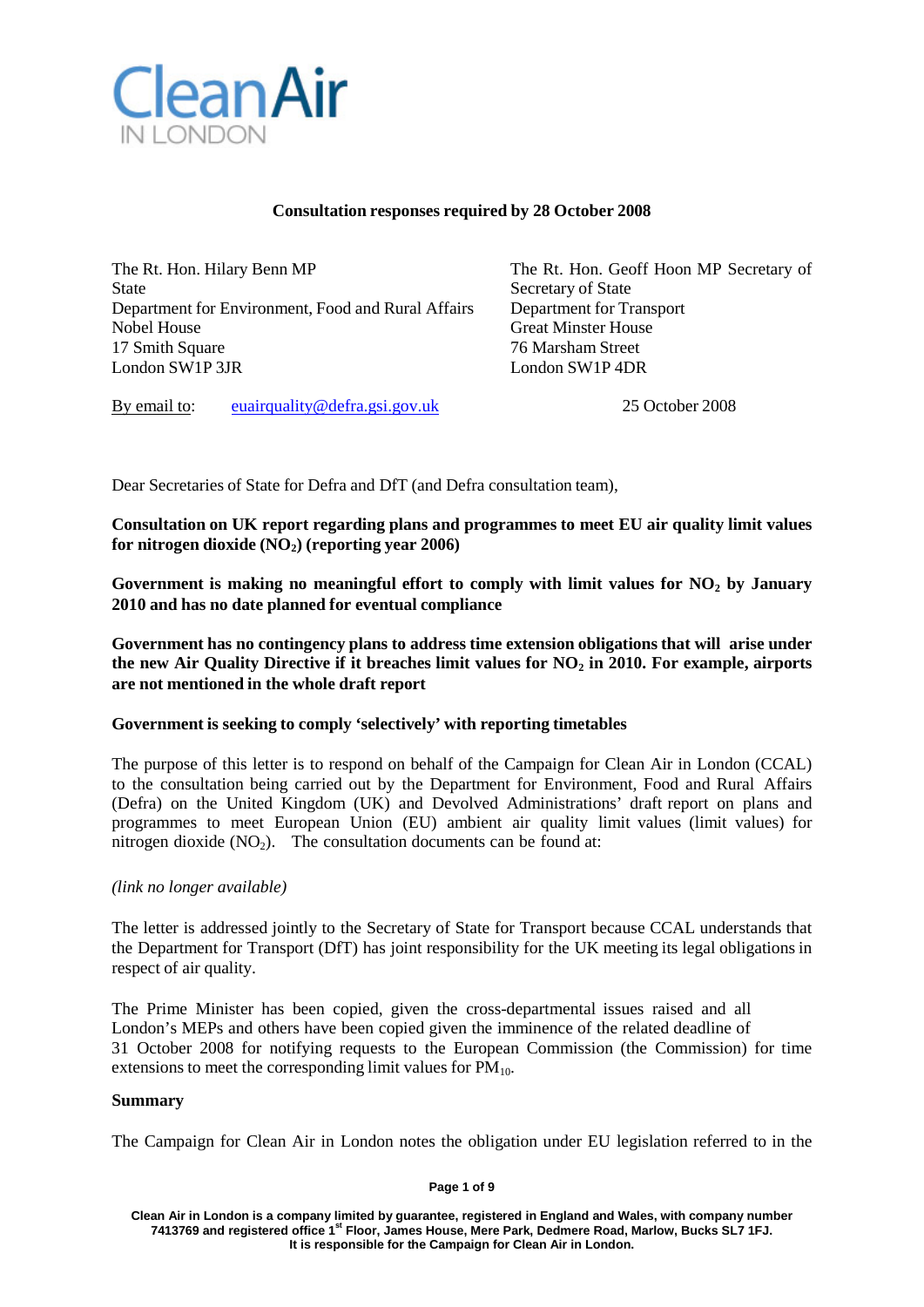Clean Air
IN LONDON

**Consultation responses required by 28 October 2008**

The Rt. Hon. Hilary Benn MP
State
Department for Environment, Food and Rural Affairs
Nobel House
17 Smith Square
London SW1P 3JR

The Rt. Hon. Geoff Hoon MP Secretary of
Secretary of State
Department for Transport
Great Minster House
76 Marsham Street
London SW1P 4DR

By email to: euairquality@defra.gsi.gov.uk

25 October 2008

Dear Secretaries of State for Defra and DfT (and Defra consultation team),

**Consultation on UK report regarding plans and programmes to meet EU air quality limit values for nitrogen dioxide ($NO_2$) (reporting year 2006)**

**Government is making no meaningful effort to comply with limit values for $NO_2$ by January 2010 and has no date planned for eventual compliance**

**Government has no contingency plans to address time extension obligations that will arise under the new Air Quality Directive if it breaches limit values for $NO_2$ in 2010. For example, airports are not mentioned in the whole draft report**

**Government is seeking to comply 'selectively' with reporting timetables**

The purpose of this letter is to respond on behalf of the Campaign for Clean Air in London (CCAL) to the consultation being carried out by the Department for Environment, Food and Rural Affairs (Defra) on the United Kingdom (UK) and Devolved Administrations' draft report on plans and programmes to meet European Union (EU) ambient air quality limit values (limit values) for nitrogen dioxide ($NO_2$). The consultation documents can be found at:

*(link no longer available)*

The letter is addressed jointly to the Secretary of State for Transport because CCAL understands that the Department for Transport (DfT) has joint responsibility for the UK meeting its legal obligations in respect of air quality.

The Prime Minister has been copied, given the cross-departmental issues raised and all London's MEPs and others have been copied given the imminence of the related deadline of 31 October 2008 for notifying requests to the European Commission (the Commission) for time extensions to meet the corresponding limit values for $PM_{10}$.

**Summary**

The Campaign for Clean Air in London notes the obligation under EU legislation referred to in the

Clean Air in London is a company limited by guarantee, registered in England and Wales, with company number 7413769 and registered office 1st Floor, James House, Mere Park, Dedmere Road, Marlow, Bucks SL7 1FJ. It is responsible for the Campaign for Clean Air in London.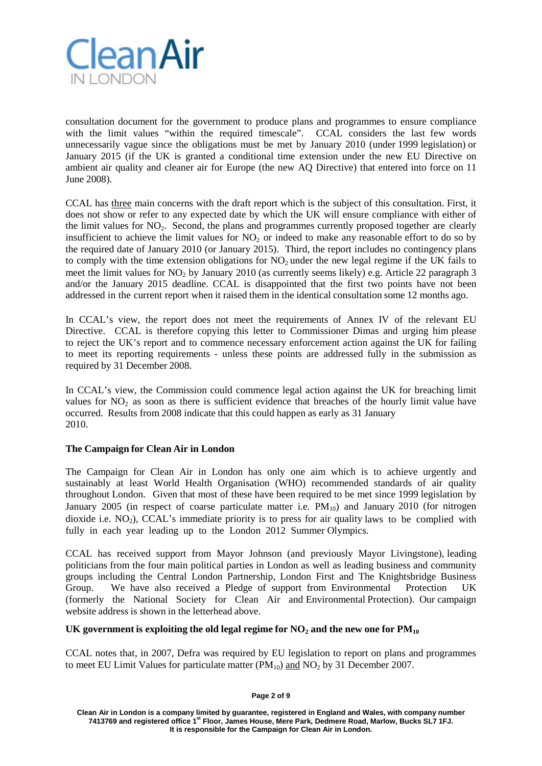consultation document for the government to produce plans and programmes to ensure compliance with the limit values "within the required timescale". CCAL considers the last few words unnecessarily vague since the obligations must be met by January 2010 (under 1999 legislation) or January 2015 (if the UK is granted a conditional time extension under the new EU Directive on ambient air quality and cleaner air for Europe (the new AQ Directive) that entered into force on 11 June 2008).

CCAL has <u>three</u> main concerns with the draft report which is the subject of this consultation. First, it does not show or refer to any expected date by which the UK will ensure compliance with either of the limit values for $NO_2$. Second, the plans and programmes currently proposed together are clearly insufficient to achieve the limit values for $NO_2$ or indeed to make any reasonable effort to do so by the required date of January 2010 (or January 2015). Third, the report includes no contingency plans to comply with the time extension obligations for $NO_2$ under the new legal regime if the UK fails to meet the limit values for $NO_2$ by January 2010 (as currently seems likely) e.g. Article 22 paragraph 3 and/or the January 2015 deadline. CCAL is disappointed that the first two points have not been addressed in the current report when it raised them in the identical consultation some 12 months ago.

In CCAL's view, the report does not meet the requirements of Annex IV of the relevant EU Directive. CCAL is therefore copying this letter to Commissioner Dimas and urging him please to reject the UK's report and to commence necessary enforcement action against the UK for failing to meet its reporting requirements - unless these points are addressed fully in the submission as required by 31 December 2008.

In CCAL's view, the Commission could commence legal action against the UK for breaching limit values for $NO_2$ as soon as there is sufficient evidence that breaches of the hourly limit value have occurred. Results from 2008 indicate that this could happen as early as 31 January 2010.

**The Campaign for Clean Air in London**

The Campaign for Clean Air in London has only one aim which is to achieve urgently and sustainably at least World Health Organisation (WHO) recommended standards of air quality throughout London. Given that most of these have been required to be met since 1999 legislation by January 2005 (in respect of coarse particulate matter i.e. $PM_{10}$) and January 2010 (for nitrogen dioxide i.e. $NO_2$), CCAL's immediate priority is to press for air quality laws to be complied with fully in each year leading up to the London 2012 Summer Olympics.

CCAL has received support from Mayor Johnson (and previously Mayor Livingstone), leading politicians from the four main political parties in London as well as leading business and community groups including the Central London Partnership, London First and The Knightsbridge Business Group. We have also received a Pledge of support from Environmental Protection UK (formerly the National Society for Clean Air and Environmental Protection). Our campaign website address is shown in the letterhead above.

**UK government is exploiting the old legal regime for $NO_2$ and the new one for $PM_{10}$**

CCAL notes that, in 2007, Defra was required by EU legislation to report on plans and programmes to meet EU Limit Values for particulate matter ($PM_{10}$) <u>and</u> $NO_2$ by 31 December 2007.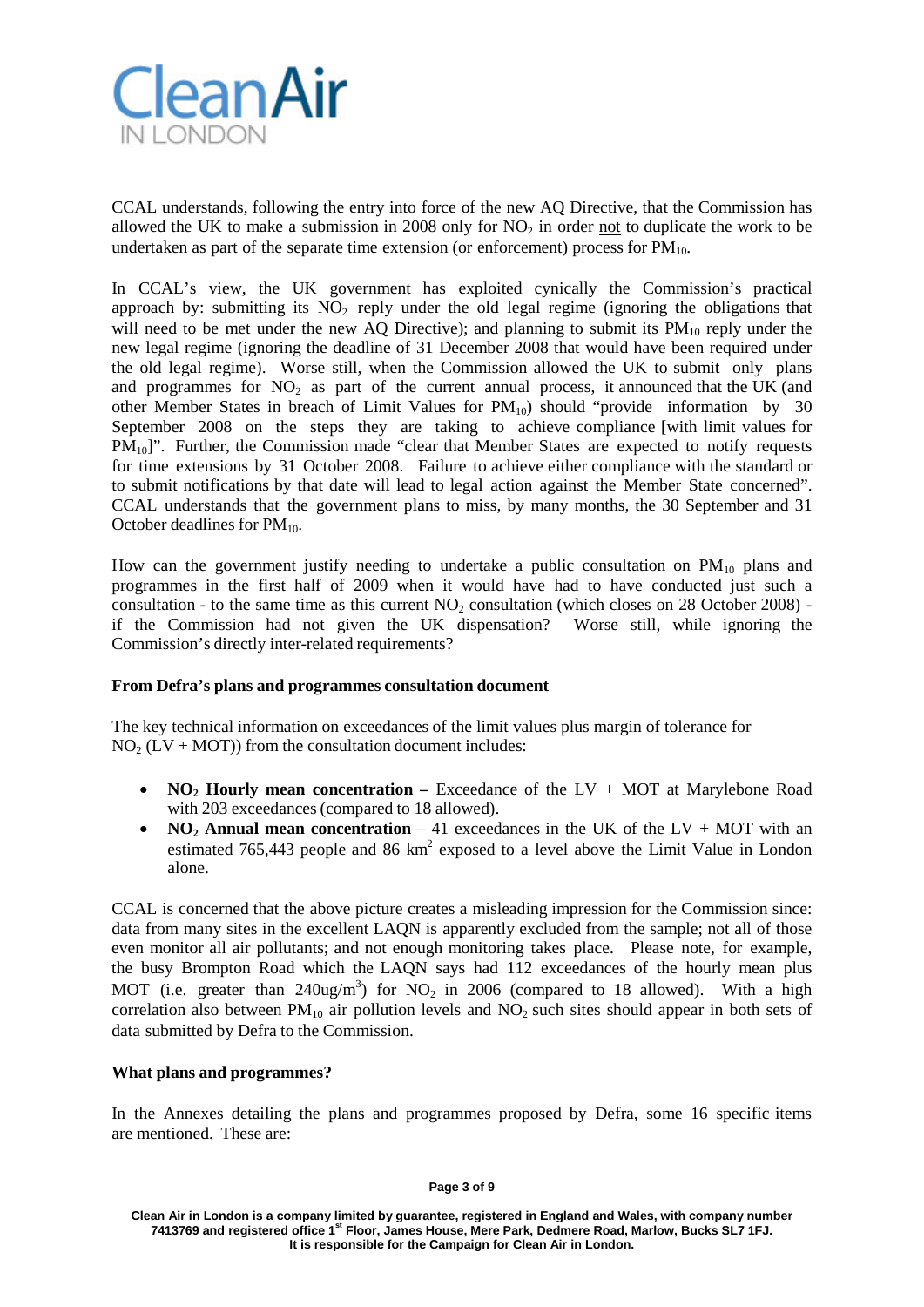CCAL understands, following the entry into force of the new AQ Directive, that the Commission has allowed the UK to make a submission in 2008 only for $NO_2$ in order not to duplicate the work to be undertaken as part of the separate time extension (or enforcement) process for $PM_{10}$.

In CCAL's view, the UK government has exploited cynically the Commission's practical approach by: submitting its $NO_2$ reply under the old legal regime (ignoring the obligations that will need to be met under the new AQ Directive); and planning to submit its $PM_{10}$ reply under the new legal regime (ignoring the deadline of 31 December 2008 that would have been required under the old legal regime). Worse still, when the Commission allowed the UK to submit only plans and programmes for $NO_2$ as part of the current annual process, it announced that the UK (and other Member States in breach of Limit Values for $PM_{10}$) should "provide information by 30 September 2008 on the steps they are taking to achieve compliance [with limit values for $PM_{10}$]". Further, the Commission made "clear that Member States are expected to notify requests for time extensions by 31 October 2008. Failure to achieve either compliance with the standard or to submit notifications by that date will lead to legal action against the Member State concerned". CCAL understands that the government plans to miss, by many months, the 30 September and 31 October deadlines for $PM_{10}$.

How can the government justify needing to undertake a public consultation on $PM_{10}$ plans and programmes in the first half of 2009 when it would have had to have conducted just such a consultation - to the same time as this current $NO_2$ consultation (which closes on 28 October 2008) - if the Commission had not given the UK dispensation? Worse still, while ignoring the Commission's directly inter-related requirements?

**From Defra's plans and programmes consultation document**

The key technical information on exceedances of the limit values plus margin of tolerance for $NO_2$ (LV + MOT)) from the consultation document includes:

- **$NO_2$ Hourly mean concentration –** Exceedance of the LV + MOT at Marylebone Road with 203 exceedances (compared to 18 allowed).
- **$NO_2$ Annual mean concentration** – 41 exceedances in the UK of the LV + MOT with an estimated 765,443 people and 86 $km^2$ exposed to a level above the Limit Value in London alone.

CCAL is concerned that the above picture creates a misleading impression for the Commission since: data from many sites in the excellent LAQN is apparently excluded from the sample; not all of those even monitor all air pollutants; and not enough monitoring takes place. Please note, for example, the busy Brompton Road which the LAQN says had 112 exceedances of the hourly mean plus MOT (i.e. greater than $240 ug/m^3$) for $NO_2$ in 2006 (compared to 18 allowed). With a high correlation also between $PM_{10}$ air pollution levels and $NO_2$ such sites should appear in both sets of data submitted by Defra to the Commission.

**What plans and programmes?**

In the Annexes detailing the plans and programmes proposed by Defra, some 16 specific items are mentioned. These are: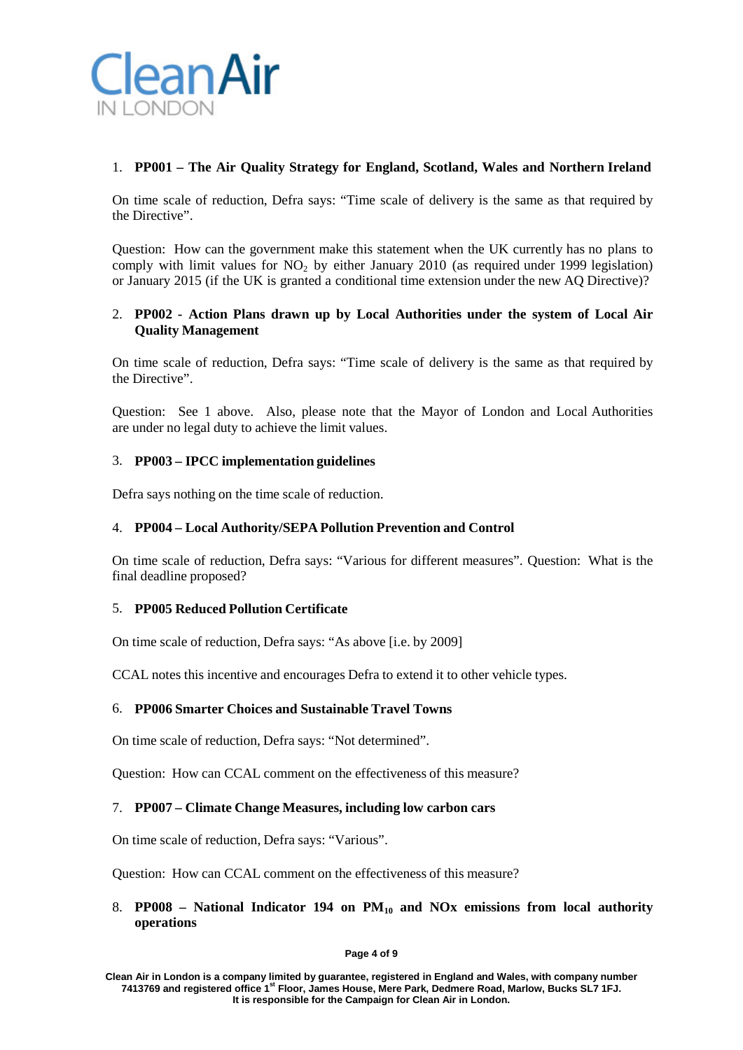CleanAir
IN LONDON

1. **PP001 – The Air Quality Strategy for England, Scotland, Wales and Northern Ireland**

On time scale of reduction, Defra says: "Time scale of delivery is the same as that required by the Directive".

Question: How can the government make this statement when the UK currently has no plans to comply with limit values for $NO_2$ by either January 2010 (as required under 1999 legislation) or January 2015 (if the UK is granted a conditional time extension under the new AQ Directive)?

2. **PP002 - Action Plans drawn up by Local Authorities under the system of Local Air Quality Management**

On time scale of reduction, Defra says: "Time scale of delivery is the same as that required by the Directive".

Question: See 1 above. Also, please note that the Mayor of London and Local Authorities are under no legal duty to achieve the limit values.

3. **PP003 – IPCC implementation guidelines**

Defra says nothing on the time scale of reduction.

4. **PP004 – Local Authority/SEPA Pollution Prevention and Control**

On time scale of reduction, Defra says: "Various for different measures". Question: What is the final deadline proposed?

5. **PP005 Reduced Pollution Certificate**

On time scale of reduction, Defra says: "As above [i.e. by 2009]

CCAL notes this incentive and encourages Defra to extend it to other vehicle types.

6. **PP006 Smarter Choices and Sustainable Travel Towns**

On time scale of reduction, Defra says: "Not determined".

Question: How can CCAL comment on the effectiveness of this measure?

7. **PP007 – Climate Change Measures, including low carbon cars**

On time scale of reduction, Defra says: "Various".

Question: How can CCAL comment on the effectiveness of this measure?

8. **PP008 – National Indicator 194 on $PM_{10}$ and NOx emissions from local authority operations**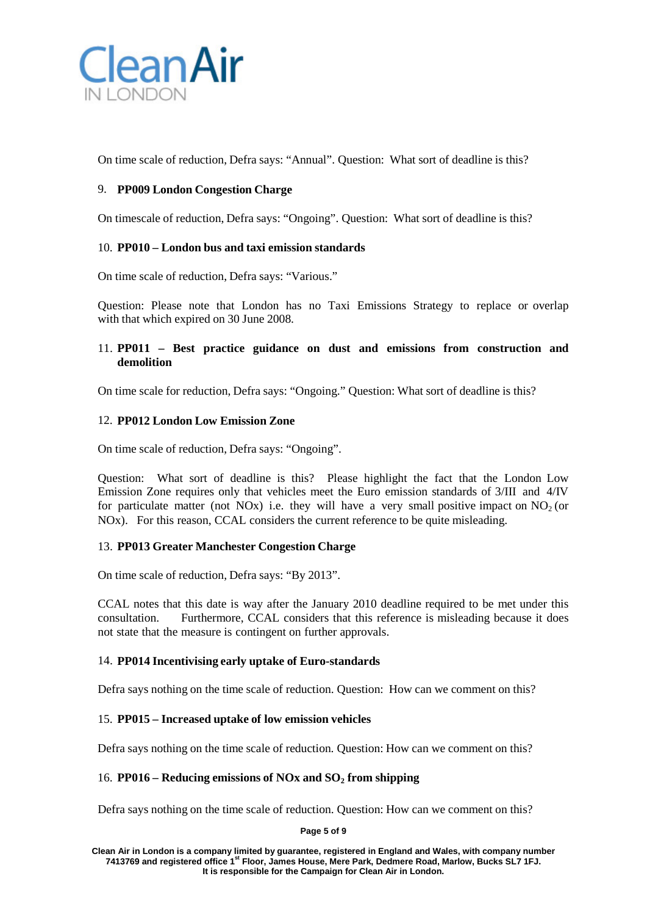On time scale of reduction, Defra says: “Annual”. Question: What sort of deadline is this?

9. **PP009 London Congestion Charge**

On timescale of reduction, Defra says: “Ongoing”. Question: What sort of deadline is this?

10. **PP010 – London bus and taxi emission standards**

On time scale of reduction, Defra says: “Various.”

Question: Please note that London has no Taxi Emissions Strategy to replace or overlap with that which expired on 30 June 2008.

11. **PP011 – Best practice guidance on dust and emissions from construction and demolition**

On time scale for reduction, Defra says: “Ongoing.” Question: What sort of deadline is this?

12. **PP012 London Low Emission Zone**

On time scale of reduction, Defra says: “Ongoing”.

Question: What sort of deadline is this? Please highlight the fact that the London Low Emission Zone requires only that vehicles meet the Euro emission standards of 3/III and 4/IV for particulate matter (not NOx) i.e. they will have a very small positive impact on $NO_2$ (or NOx). For this reason, CCAL considers the current reference to be quite misleading.

13. **PP013 Greater Manchester Congestion Charge**

On time scale of reduction, Defra says: “By 2013”.

CCAL notes that this date is way after the January 2010 deadline required to be met under this consultation. Furthermore, CCAL considers that this reference is misleading because it does not state that the measure is contingent on further approvals.

14. **PP014 Incentivising early uptake of Euro-standards**

Defra says nothing on the time scale of reduction. Question: How can we comment on this?

15. **PP015 – Increased uptake of low emission vehicles**

Defra says nothing on the time scale of reduction. Question: How can we comment on this?

16. **PP016 – Reducing emissions of NOx and $SO_2$ from shipping**

Defra says nothing on the time scale of reduction. Question: How can we comment on this?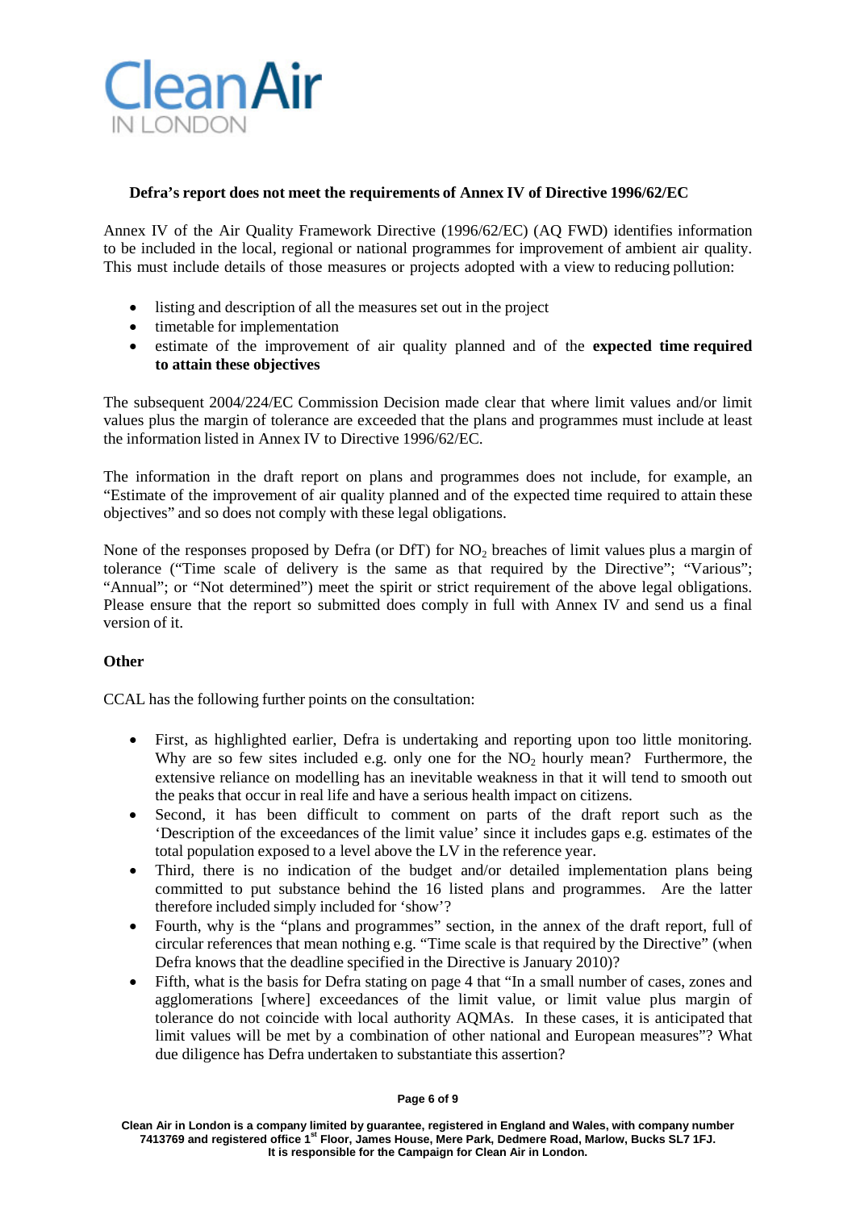**Defra's report does not meet the requirements of Annex IV of Directive 1996/62/EC**

Annex IV of the Air Quality Framework Directive (1996/62/EC) (AQ FWD) identifies information to be included in the local, regional or national programmes for improvement of ambient air quality. This must include details of those measures or projects adopted with a view to reducing pollution:

- listing and description of all the measures set out in the project
- timetable for implementation
- estimate of the improvement of air quality planned and of the **expected time required to attain these objectives**

The subsequent 2004/224/EC Commission Decision made clear that where limit values and/or limit values plus the margin of tolerance are exceeded that the plans and programmes must include at least the information listed in Annex IV to Directive 1996/62/EC.

The information in the draft report on plans and programmes does not include, for example, an "Estimate of the improvement of air quality planned and of the expected time required to attain these objectives" and so does not comply with these legal obligations.

None of the responses proposed by Defra (or DfT) for $NO_2$ breaches of limit values plus a margin of tolerance ("Time scale of delivery is the same as that required by the Directive"; "Various"; "Annual"; or "Not determined") meet the spirit or strict requirement of the above legal obligations. Please ensure that the report so submitted does comply in full with Annex IV and send us a final version of it.

**Other**

CCAL has the following further points on the consultation:

- First, as highlighted earlier, Defra is undertaking and reporting upon too little monitoring. Why are so few sites included e.g. only one for the $NO_2$ hourly mean? Furthermore, the extensive reliance on modelling has an inevitable weakness in that it will tend to smooth out the peaks that occur in real life and have a serious health impact on citizens.
- Second, it has been difficult to comment on parts of the draft report such as the 'Description of the exceedances of the limit value' since it includes gaps e.g. estimates of the total population exposed to a level above the LV in the reference year.
- Third, there is no indication of the budget and/or detailed implementation plans being committed to put substance behind the 16 listed plans and programmes. Are the latter therefore included simply included for 'show'?
- Fourth, why is the "plans and programmes" section, in the annex of the draft report, full of circular references that mean nothing e.g. "Time scale is that required by the Directive" (when Defra knows that the deadline specified in the Directive is January 2010)?
- Fifth, what is the basis for Defra stating on page 4 that "In a small number of cases, zones and agglomerations [where] exceedances of the limit value, or limit value plus margin of tolerance do not coincide with local authority AQMAs. In these cases, it is anticipated that limit values will be met by a combination of other national and European measures"? What due diligence has Defra undertaken to substantiate this assertion?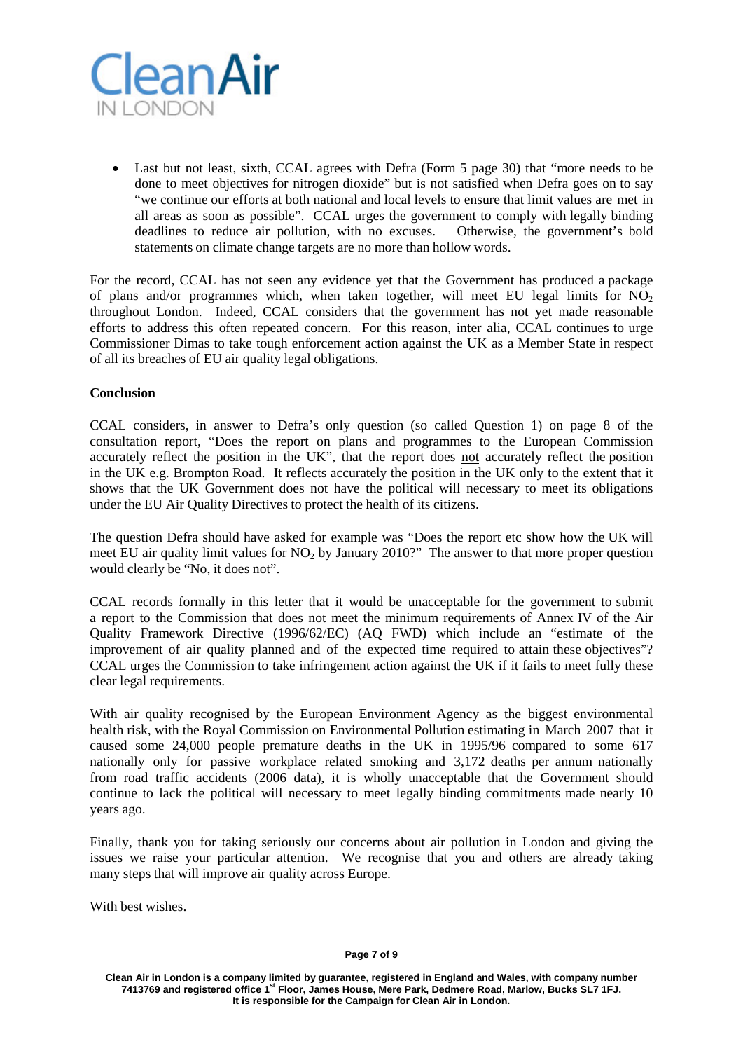- Last but not least, sixth, CCAL agrees with Defra (Form 5 page 30) that "more needs to be done to meet objectives for nitrogen dioxide" but is not satisfied when Defra goes on to say "we continue our efforts at both national and local levels to ensure that limit values are met in all areas as soon as possible". CCAL urges the government to comply with legally binding deadlines to reduce air pollution, with no excuses. Otherwise, the government's bold statements on climate change targets are no more than hollow words.

For the record, CCAL has not seen any evidence yet that the Government has produced a package of plans and/or programmes which, when taken together, will meet EU legal limits for $NO_2$ throughout London. Indeed, CCAL considers that the government has not yet made reasonable efforts to address this often repeated concern. For this reason, inter alia, CCAL continues to urge Commissioner Dimas to take tough enforcement action against the UK as a Member State in respect of all its breaches of EU air quality legal obligations.

**Conclusion**

CCAL considers, in answer to Defra's only question (so called Question 1) on page 8 of the consultation report, "Does the report on plans and programmes to the European Commission accurately reflect the position in the UK", that the report does <u>not</u> accurately reflect the position in the UK e.g. Brompton Road. It reflects accurately the position in the UK only to the extent that it shows that the UK Government does not have the political will necessary to meet its obligations under the EU Air Quality Directives to protect the health of its citizens.

The question Defra should have asked for example was "Does the report etc show how the UK will meet EU air quality limit values for $NO_2$ by January 2010?" The answer to that more proper question would clearly be "No, it does not".

CCAL records formally in this letter that it would be unacceptable for the government to submit a report to the Commission that does not meet the minimum requirements of Annex IV of the Air Quality Framework Directive (1996/62/EC) (AQ FWD) which include an "estimate of the improvement of air quality planned and of the expected time required to attain these objectives"? CCAL urges the Commission to take infringement action against the UK if it fails to meet fully these clear legal requirements.

With air quality recognised by the European Environment Agency as the biggest environmental health risk, with the Royal Commission on Environmental Pollution estimating in March 2007 that it caused some 24,000 people premature deaths in the UK in 1995/96 compared to some 617 nationally only for passive workplace related smoking and 3,172 deaths per annum nationally from road traffic accidents (2006 data), it is wholly unacceptable that the Government should continue to lack the political will necessary to meet legally binding commitments made nearly 10 years ago.

Finally, thank you for taking seriously our concerns about air pollution in London and giving the issues we raise your particular attention. We recognise that you and others are already taking many steps that will improve air quality across Europe.

With best wishes.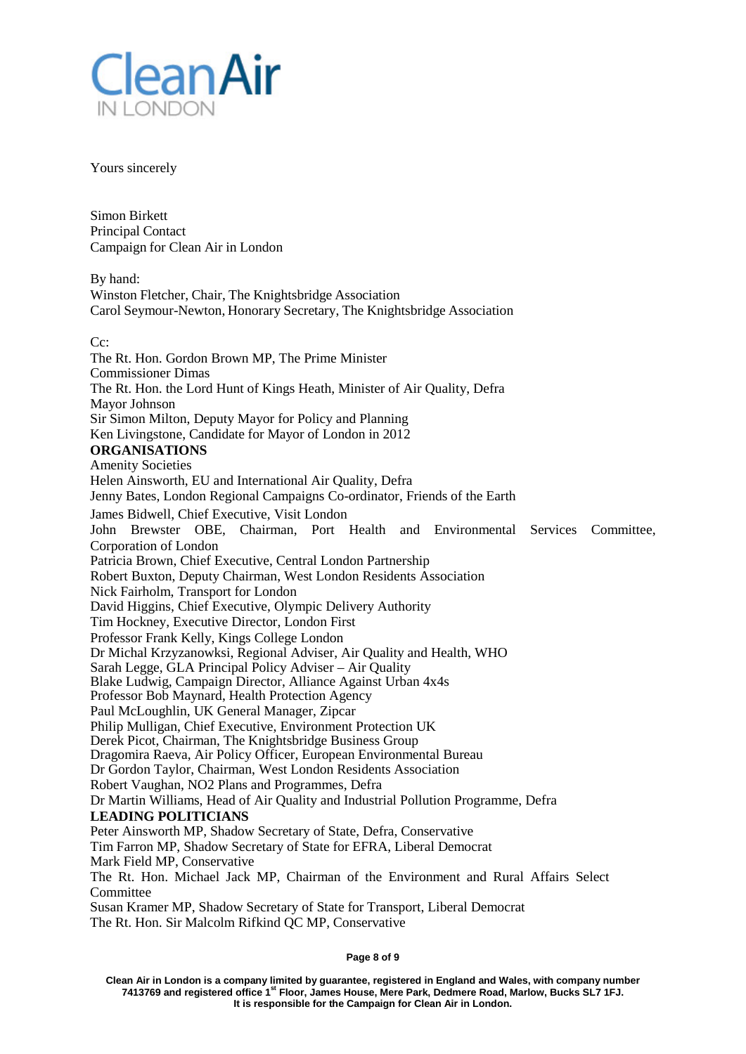Yours sincerely

Simon Birkett
Principal Contact
Campaign for Clean Air in London

By hand:
Winston Fletcher, Chair, The Knightsbridge Association
Carol Seymour-Newton, Honorary Secretary, The Knightsbridge Association

Cc:
The Rt. Hon. Gordon Brown MP, The Prime Minister
Commissioner Dimas
The Rt. Hon. the Lord Hunt of Kings Heath, Minister of Air Quality, Defra
Mayor Johnson
Sir Simon Milton, Deputy Mayor for Policy and Planning
Ken Livingstone, Candidate for Mayor of London in 2012

**ORGANISATIONS**

Amenity Societies
Helen Ainsworth, EU and International Air Quality, Defra
Jenny Bates, London Regional Campaigns Co-ordinator, Friends of the Earth
James Bidwell, Chief Executive, Visit London
John Brewster OBE, Chairman, Port Health and Environmental Services Committee, Corporation of London
Patricia Brown, Chief Executive, Central London Partnership
Robert Buxton, Deputy Chairman, West London Residents Association
Nick Fairholm, Transport for London
David Higgins, Chief Executive, Olympic Delivery Authority
Tim Hockney, Executive Director, London First
Professor Frank Kelly, Kings College London
Dr Michal Krzyzanowksi, Regional Adviser, Air Quality and Health, WHO
Sarah Legge, GLA Principal Policy Adviser – Air Quality
Blake Ludwig, Campaign Director, Alliance Against Urban 4x4s
Professor Bob Maynard, Health Protection Agency
Paul McLoughlin, UK General Manager, Zipcar
Philip Mulligan, Chief Executive, Environment Protection UK
Derek Picot, Chairman, The Knightsbridge Business Group
Dragomira Raeva, Air Policy Officer, European Environmental Bureau
Dr Gordon Taylor, Chairman, West London Residents Association
Robert Vaughan, NO2 Plans and Programmes, Defra
Dr Martin Williams, Head of Air Quality and Industrial Pollution Programme, Defra

**LEADING POLITICIANS**

Peter Ainsworth MP, Shadow Secretary of State, Defra, Conservative
Tim Farron MP, Shadow Secretary of State for EFRA, Liberal Democrat
Mark Field MP, Conservative
The Rt. Hon. Michael Jack MP, Chairman of the Environment and Rural Affairs Select Committee
Susan Kramer MP, Shadow Secretary of State for Transport, Liberal Democrat
The Rt. Hon. Sir Malcolm Rifkind QC MP, Conservative

**Clean Air in London is a company limited by guarantee, registered in England and Wales, with company number 7413769 and registered office 1st Floor, James House, Mere Park, Dedmere Road, Marlow, Bucks SL7 1FJ. It is responsible for the Campaign for Clean Air in London.**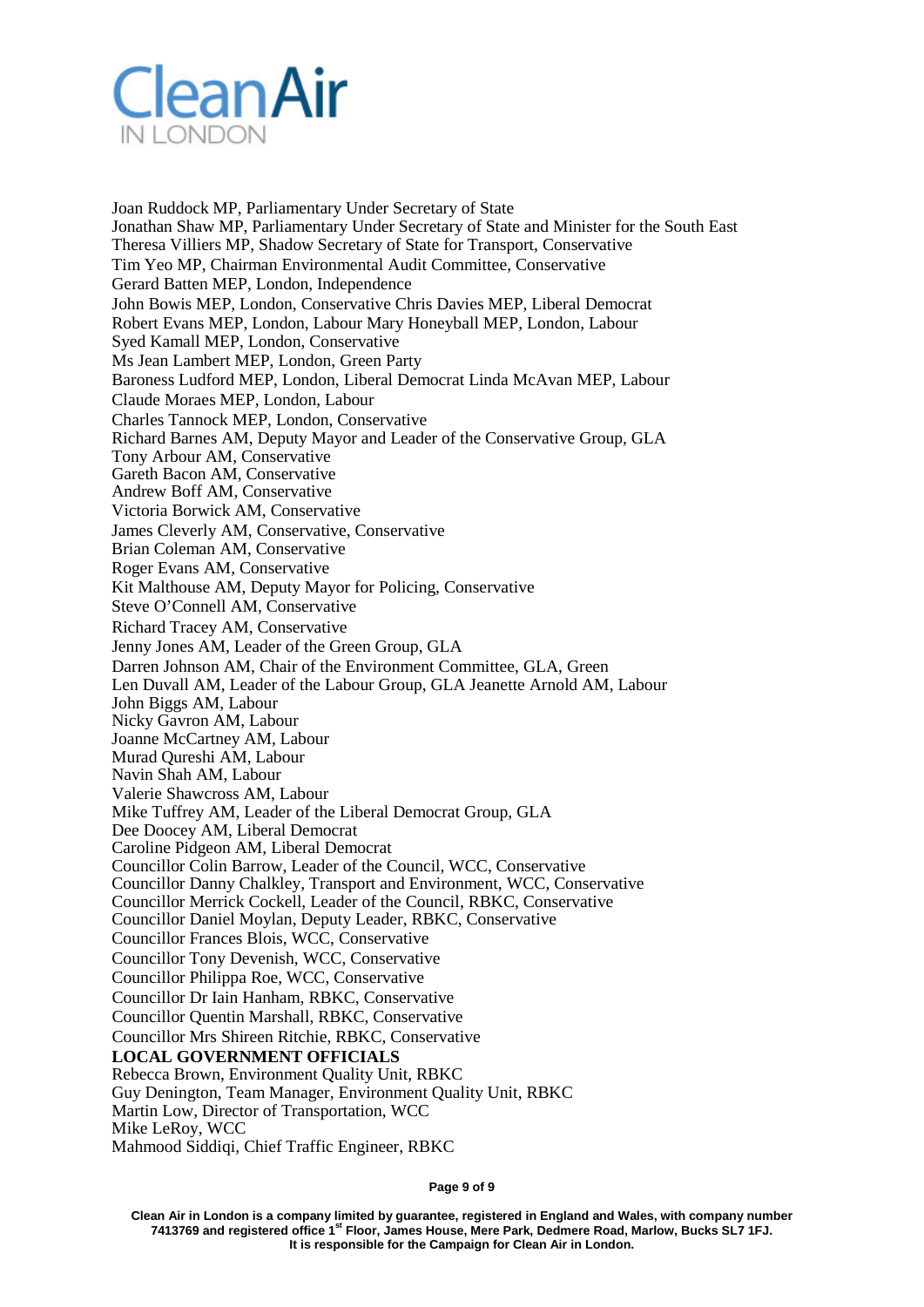Joan Ruddock MP, Parliamentary Under Secretary of State
Jonathan Shaw MP, Parliamentary Under Secretary of State and Minister for the South East
Theresa Villiers MP, Shadow Secretary of State for Transport, Conservative
Tim Yeo MP, Chairman Environmental Audit Committee, Conservative
Gerard Batten MEP, London, Independence
John Bowis MEP, London, Conservative Chris Davies MEP, Liberal Democrat
Robert Evans MEP, London, Labour Mary Honeyball MEP, London, Labour
Syed Kamall MEP, London, Conservative
Ms Jean Lambert MEP, London, Green Party
Baroness Ludford MEP, London, Liberal Democrat Linda McAvan MEP, Labour
Claude Moraes MEP, London, Labour
Charles Tannock MEP, London, Conservative
Richard Barnes AM, Deputy Mayor and Leader of the Conservative Group, GLA
Tony Arbour AM, Conservative
Gareth Bacon AM, Conservative
Andrew Boff AM, Conservative
Victoria Borwick AM, Conservative
James Cleverly AM, Conservative, Conservative
Brian Coleman AM, Conservative
Roger Evans AM, Conservative
Kit Malthouse AM, Deputy Mayor for Policing, Conservative
Steve O'Connell AM, Conservative
Richard Tracey AM, Conservative
Jenny Jones AM, Leader of the Green Group, GLA
Darren Johnson AM, Chair of the Environment Committee, GLA, Green
Len Duvall AM, Leader of the Labour Group, GLA Jeanette Arnold AM, Labour
John Biggs AM, Labour
Nicky Gavron AM, Labour
Joanne McCartney AM, Labour
Murad Qureshi AM, Labour
Navin Shah AM, Labour
Valerie Shawcross AM, Labour
Mike Tuffrey AM, Leader of the Liberal Democrat Group, GLA
Dee Doocey AM, Liberal Democrat
Caroline Pidgeon AM, Liberal Democrat
Councillor Colin Barrow, Leader of the Council, WCC, Conservative
Councillor Danny Chalkley, Transport and Environment, WCC, Conservative
Councillor Merrick Cockell, Leader of the Council, RBKC, Conservative
Councillor Daniel Moylan, Deputy Leader, RBKC, Conservative
Councillor Frances Blois, WCC, Conservative
Councillor Tony Devenish, WCC, Conservative
Councillor Philippa Roe, WCC, Conservative
Councillor Dr Iain Hanham, RBKC, Conservative
Councillor Quentin Marshall, RBKC, Conservative
Councillor Mrs Shireen Ritchie, RBKC, Conservative

**LOCAL GOVERNMENT OFFICIALS**

Rebecca Brown, Environment Quality Unit, RBKC
Guy Denington, Team Manager, Environment Quality Unit, RBKC
Martin Low, Director of Transportation, WCC
Mike LeRoy, WCC
Mahmood Siddiqi, Chief Traffic Engineer, RBKC